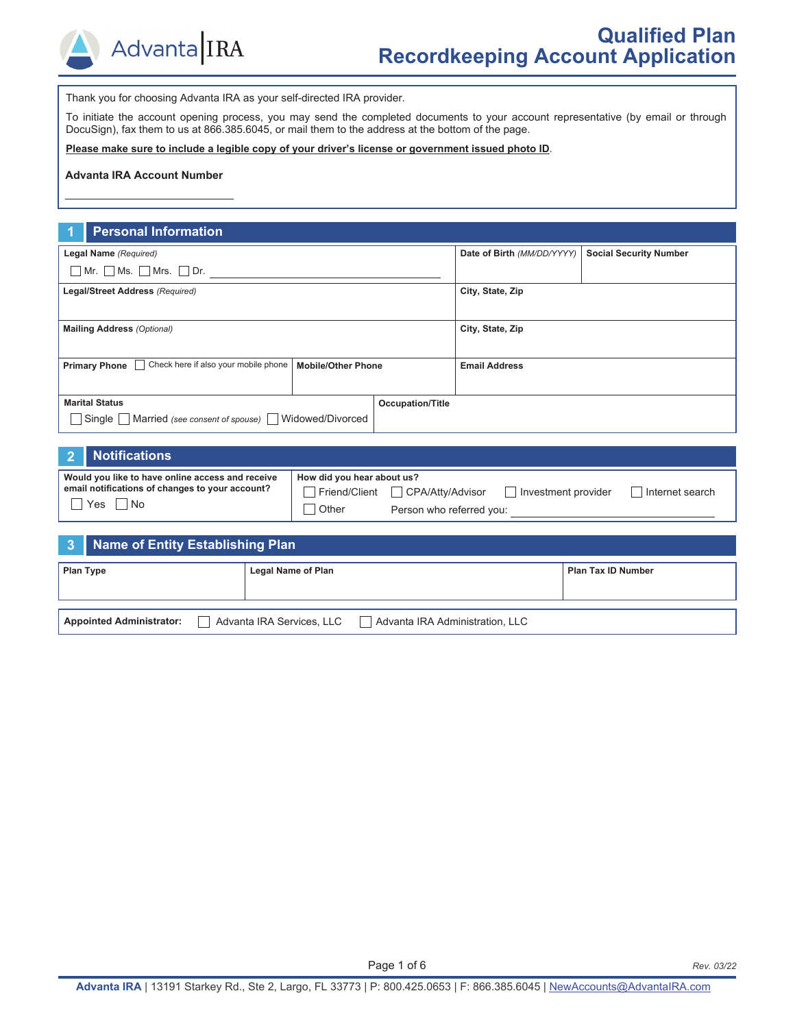# Qualified Plan Recordkeeping Account Application

Thank you for choosing Advanta IRA as your self-directed IRA provider.

To initiate the account opening process, you may send the completed documents to your account representative (by email or through DocuSign), fax them to us at 866.385.6045, or mail them to the address at the bottom of the page.

**Please make sure to include a legible copy of your driver's license or government issued photo ID**.

**Advanta IRA Account Number**

\_\_\_\_\_\_\_\_\_\_\_\_\_\_\_\_\_\_\_\_\_\_\_\_\_\_\_\_\_\_

## 1 Personal Information

| **Legal Name** *(Required)* ☐ Mr. ☐ Ms. ☐ Mrs. ☐ Dr. \_\_\_\_\_\_\_\_\_\_\_\_\_\_\_\_\_\_\_\_ | | **Date of Birth** *(MM/DD/YYYY)* | **Social Security Number** |
|---|---|---|---|
| **Legal/Street Address** *(Required)* | | **City, State, Zip** | |
| **Mailing Address** *(Optional)* | | **City, State, Zip** | |
| **Primary Phone** ☐ Check here if also your mobile phone | **Mobile/Other Phone** | **Email Address** | |
| **Marital Status** ☐ Single ☐ Married *(see consent of spouse)* ☐ Widowed/Divorced | **Occupation/Title** | | |

## 2 Notifications

| **Would you like to have online access and receive email notifications of changes to your account?** | **How did you hear about us?** |
|---|---|
| ☐ Yes ☐ No | ☐ Friend/Client ☐ CPA/Atty/Advisor ☐ Investment provider ☐ Internet search ☐ Other Person who referred you: \_\_\_\_\_\_\_\_\_\_\_\_\_\_\_\_\_\_\_\_ |

## 3 Name of Entity Establishing Plan

| **Plan Type** | **Legal Name of Plan** | **Plan Tax ID Number** |
|---|---|---|
| | | |

**Appointed Administrator:** ☐ Advanta IRA Services, LLC ☐ Advanta IRA Administration, LLC

Rev. 03/22

**Advanta IRA** | 13191 Starkey Rd., Ste 2, Largo, FL 33773 | P: 800.425.0653 | F: 866.385.6045 | NewAccounts@AdvantaIRA.com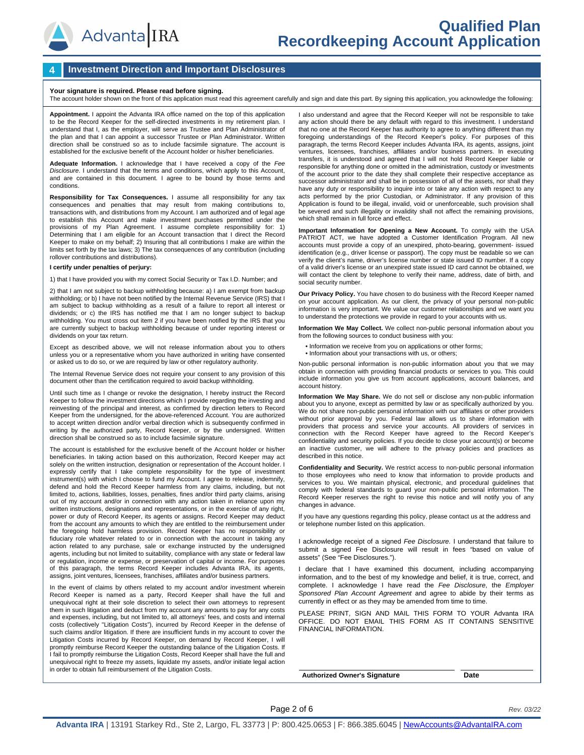# Qualified Plan Recordkeeping Account Application

## 4 Investment Direction and Important Disclosures

**Your signature is required. Please read before signing.**
The account holder shown on the front of this application must read this agreement carefully and sign and date this part. By signing this application, you acknowledge the following:

**Appointment.** I appoint the Advanta IRA office named on the top of this application to be the Record Keeper for the self-directed investments in my retirement plan. I understand that I, as the employer, will serve as Trustee and Plan Administrator of the plan and that I can appoint a successor Trustee or Plan Administrator. Written direction shall be construed so as to include facsimile signature. The account is established for the exclusive benefit of the Account holder or his/her beneficiaries.

**Adequate Information.** I acknowledge that I have received a copy of the *Fee Disclosure*. I understand that the terms and conditions, which apply to this Account, and are contained in this document. I agree to be bound by those terms and conditions.

**Responsibility for Tax Consequences.** I assume all responsibility for any tax consequences and penalties that may result from making contributions to, transactions with, and distributions from my Account. I am authorized and of legal age to establish this Account and make investment purchases permitted under the provisions of my Plan Agreement. I assume complete responsibility for: 1) Determining that I am eligible for an Account transaction that I direct the Record Keeper to make on my behalf; 2) Insuring that all contributions I make are within the limits set forth by the tax laws; 3) The tax consequences of any contribution (including rollover contributions and distributions).

**I certify under penalties of perjury:**

1) that I have provided you with my correct Social Security or Tax I.D. Number; and

2) that I am not subject to backup withholding because: a) I am exempt from backup withholding; or b) I have not been notified by the Internal Revenue Service (IRS) that I am subject to backup withholding as a result of a failure to report all interest or dividends; or c) the IRS has notified me that I am no longer subject to backup withholding. You must cross out item 2 if you have been notified by the IRS that you are currently subject to backup withholding because of under reporting interest or dividends on your tax return.

Except as described above, we will not release information about you to others unless you or a representative whom you have authorized in writing have consented or asked us to do so, or we are required by law or other regulatory authority.

The Internal Revenue Service does not require your consent to any provision of this document other than the certification required to avoid backup withholding.

Until such time as I change or revoke the designation, I hereby instruct the Record Keeper to follow the investment directions which I provide regarding the investing and reinvesting of the principal and interest, as confirmed by direction letters to Record Keeper from the undersigned, for the above-referenced Account. You are authorized to accept written direction and/or verbal direction which is subsequently confirmed in writing by the authorized party, Record Keeper, or by the undersigned. Written direction shall be construed so as to include facsimile signature.

The account is established for the exclusive benefit of the Account holder or his/her beneficiaries. In taking action based on this authorization, Record Keeper may act solely on the written instruction, designation or representation of the Account holder. I expressly certify that I take complete responsibility for the type of investment instrument(s) with which I choose to fund my Account. I agree to release, indemnify, defend and hold the Record Keeper harmless from any claims, including, but not limited to, actions, liabilities, losses, penalties, fines and/or third party claims, arising out of my account and/or in connection with any action taken in reliance upon my written instructions, designations and representations, or in the exercise of any right, power or duty of Record Keeper, its agents or assigns. Record Keeper may deduct from the account any amounts to which they are entitled to the reimbursement under the foregoing hold harmless provision. Record Keeper has no responsibility or fiduciary role whatever related to or in connection with the account in taking any action related to any purchase, sale or exchange instructed by the undersigned agents, including but not limited to suitability, compliance with any state or federal law or regulation, income or expense, or preservation of capital or income. For purposes of this paragraph, the terms Record Keeper includes Advanta IRA, its agents, assigns, joint ventures, licensees, franchises, affiliates and/or business partners.

In the event of claims by others related to my account and/or investment wherein Record Keeper is named as a party, Record Keeper shall have the full and unequivocal right at their sole discretion to select their own attorneys to represent them in such litigation and deduct from my account any amounts to pay for any costs and expenses, including, but not limited to, all attorneys' fees, and costs and internal costs (collectively "Litigation Costs"), incurred by Record Keeper in the defense of such claims and/or litigation. If there are insufficient funds in my account to cover the Litigation Costs incurred by Record Keeper, on demand by Record Keeper, I will promptly reimburse Record Keeper the outstanding balance of the Litigation Costs. If I fail to promptly reimburse the Litigation Costs, Record Keeper shall have the full and unequivocal right to freeze my assets, liquidate my assets, and/or initiate legal action in order to obtain full reimbursement of the Litigation Costs.

I also understand and agree that the Record Keeper will not be responsible to take any action should there be any default with regard to this investment. I understand that no one at the Record Keeper has authority to agree to anything different than my foregoing understandings of the Record Keeper's policy. For purposes of this paragraph, the terms Record Keeper includes Advanta IRA, its agents, assigns, joint ventures, licensees, franchises, affiliates and/or business partners. In executing transfers, it is understood and agreed that I will not hold Record Keeper liable or responsible for anything done or omitted in the administration, custody or investments of the account prior to the date they shall complete their respective acceptance as successor administrator and shall be in possession of all of the assets, nor shall they have any duty or responsibility to inquire into or take any action with respect to any acts performed by the prior Custodian, or Administrator. If any provision of this Application is found to be illegal, invalid, void or unenforceable, such provision shall be severed and such illegality or invalidity shall not affect the remaining provisions, which shall remain in full force and effect.

**Important Information for Opening a New Account.** To comply with the USA PATRIOT ACT, we have adopted a Customer Identification Program. All new accounts must provide a copy of an unexpired, photo-bearing, government- issued identification (e.g., driver license or passport). The copy must be readable so we can verify the client's name, driver's license number or state issued ID number. If a copy of a valid driver's license or an unexpired state issued ID card cannot be obtained, we will contact the client by telephone to verify their name, address, date of birth, and social security number.

**Our Privacy Policy.** You have chosen to do business with the Record Keeper named on your account application. As our client, the privacy of your personal non-public information is very important. We value our customer relationships and we want you to understand the protections we provide in regard to your accounts with us.

**Information We May Collect.** We collect non-public personal information about you from the following sources to conduct business with you:

- Information we receive from you on applications or other forms;
- Information about your transactions with us, or others;

Non-public personal information is non-public information about you that we may obtain in connection with providing financial products or services to you. This could include information you give us from account applications, account balances, and account history.

**Information We May Share.** We do not sell or disclose any non-public information about you to anyone, except as permitted by law or as specifically authorized by you. We do not share non-public personal information with our affiliates or other providers without prior approval by you. Federal law allows us to share information with providers that process and service your accounts. All providers of services in connection with the Record Keeper have agreed to the Record Keeper's confidentiality and security policies. If you decide to close your account(s) or become an inactive customer, we will adhere to the privacy policies and practices as described in this notice.

**Confidentiality and Security.** We restrict access to non-public personal information to those employees who need to know that information to provide products and services to you. We maintain physical, electronic, and procedural guidelines that comply with federal standards to guard your non-public personal information. The Record Keeper reserves the right to revise this notice and will notify you of any changes in advance.

If you have any questions regarding this policy, please contact us at the address and or telephone number listed on this application.

I acknowledge receipt of a signed *Fee Disclosure.* I understand that failure to submit a signed Fee Disclosure will result in fees "based on value of assets" (See "Fee Disclosures.").

I declare that I have examined this document, including accompanying information, and to the best of my knowledge and belief, it is true, correct, and complete. I acknowledge I have read the *Fee Disclosure*, the *Employer Sponsored Plan Account Agreement* and agree to abide by their terms as currently in effect or as they may be amended from time to time.

PLEASE PRINT, SIGN AND MAIL THIS FORM TO YOUR Advanta IRA OFFICE. DO NOT EMAIL THIS FORM AS IT CONTAINS SENSITIVE FINANCIAL INFORMATION.

**Authorized Owner's Signature** ______________________ **Date** __________

Rev. 03/22

**Advanta IRA** | 13191 Starkey Rd., Ste 2, Largo, FL 33773 | P: 800.425.0653 | F: 866.385.6045 | NewAccounts@AdvantaIRA.com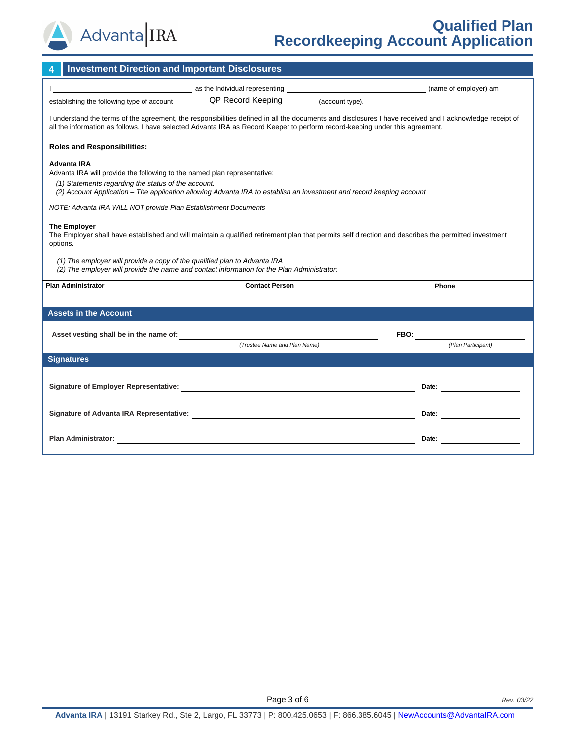# Qualified Plan Recordkeeping Account Application

## 4 Investment Direction and Important Disclosures

I ______________________ as the Individual representing ______________________ (name of employer) am establishing the following type of account QP Record Keeping (account type).

I understand the terms of the agreement, the responsibilities defined in all the documents and disclosures I have received and I acknowledge receipt of all the information as follows. I have selected Advanta IRA as Record Keeper to perform record-keeping under this agreement.

**Roles and Responsibilities:**

**Advanta IRA**
Advanta IRA will provide the following to the named plan representative:

*(1) Statements regarding the status of the account.*
*(2) Account Application – The application allowing Advanta IRA to establish an investment and record keeping account*

*NOTE: Advanta IRA WILL NOT provide Plan Establishment Documents*

**The Employer**
The Employer shall have established and will maintain a qualified retirement plan that permits self direction and describes the permitted investment options.

*(1) The employer will provide a copy of the qualified plan to Advanta IRA*
*(2) The employer will provide the name and contact information for the Plan Administrator:*

| Plan Administrator | Contact Person | Phone |
|---|---|---|
| | | |

### Assets in the Account

**Asset vesting shall be in the name of:** ______________________ **FBO:** ______________________
*(Trustee Name and Plan Name)* *(Plan Participant)*

### Signatures

**Signature of Employer Representative:** ______________________ **Date:** __________

**Signature of Advanta IRA Representative:** ______________________ **Date:** __________

**Plan Administrator:** ______________________ **Date:** __________

Rev. 03/22

**Advanta IRA** | 13191 Starkey Rd., Ste 2, Largo, FL 33773 | P: 800.425.0653 | F: 866.385.6045 | NewAccounts@AdvantaIRA.com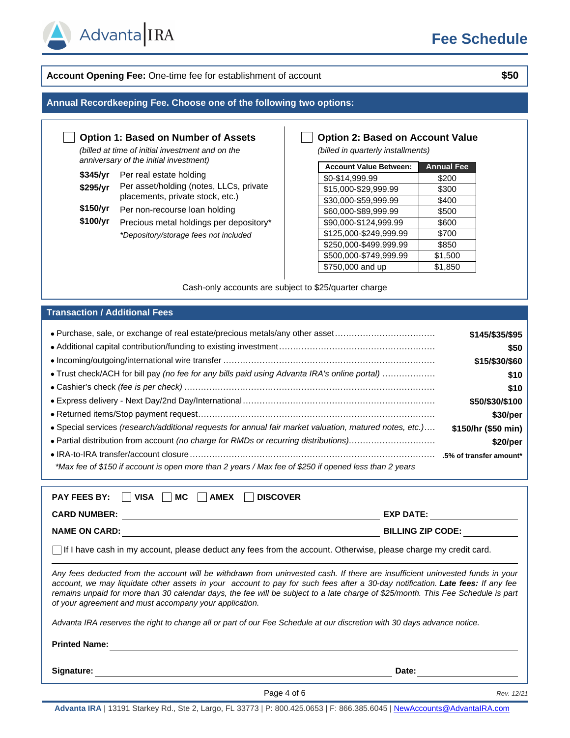# Fee Schedule

**Account Opening Fee:** One-time fee for establishment of account **$50**

## Annual Recordkeeping Fee. Choose one of the following two options:

☐ **Option 1: Based on Number of Assets**

*(billed at time of initial investment and on the anniversary of the initial investment)*

| | |
|---|---|
| **$345/yr** | Per real estate holding |
| **$295/yr** | Per asset/holding (notes, LLCs, private placements, private stock, etc.) |
| **$150/yr** | Per non-recourse loan holding |
| **$100/yr** | Precious metal holdings per depository* |

*\*Depository/storage fees not included*

☐ **Option 2: Based on Account Value**

*(billed in quarterly installments)*

| Account Value Between: | Annual Fee |
|---|---|
| $0-$14,999.99 | $200 |
| $15,000-$29,999.99 | $300 |
| $30,000-$59,999.99 | $400 |
| $60,000-$89,999.99 | $500 |
| $90,000-$124,999.99 | $600 |
| $125,000-$249,999.99 | $700 |
| $250,000-$499.999.99 | $850 |
| $500,000-$749,999.99 | $1,500 |
| $750,000 and up | $1,850 |

Cash-only accounts are subject to $25/quarter charge

## Transaction / Additional Fees

- Purchase, sale, or exchange of real estate/precious metals/any other asset .......... **$145/$35/$95**
- Additional capital contribution/funding to existing investment .......... **$50**
- Incoming/outgoing/international wire transfer .......... **$15/$30/$60**
- Trust check/ACH for bill pay *(no fee for any bills paid using Advanta IRA's online portal)* .......... **$10**
- Cashier's check *(fee is per check)* .......... **$10**
- Express delivery - Next Day/2nd Day/International .......... **$50/$30/$100**
- Returned items/Stop payment request .......... **$30/per**
- Special services *(research/additional requests for annual fair market valuation, matured notes, etc.)* .......... **$150/hr ($50 min)**
- Partial distribution from account *(no charge for RMDs or recurring distributions)* .......... **$20/per**
- IRA-to-IRA transfer/account closure .......... **.5% of transfer amount\***

*\*Max fee of $150 if account is open more than 2 years / Max fee of $250 if opened less than 2 years*

**PAY FEES BY:** ☐ **VISA** ☐ **MC** ☐ **AMEX** ☐ **DISCOVER**

**CARD NUMBER:** ______________________ **EXP DATE:** __________

**NAME ON CARD:** ______________________ **BILLING ZIP CODE:** __________

☐ If I have cash in my account, please deduct any fees from the account. Otherwise, please charge my credit card.

*Any fees deducted from the account will be withdrawn from uninvested cash. If there are insufficient uninvested funds in your account, we may liquidate other assets in your account to pay for such fees after a 30-day notification.* ***Late fees:*** *If any fee remains unpaid for more than 30 calendar days, the fee will be subject to a late charge of $25/month. This Fee Schedule is part of your agreement and must accompany your application.*

*Advanta IRA reserves the right to change all or part of our Fee Schedule at our discretion with 30 days advance notice.*

**Printed Name:** ______________________

**Signature:** ______________________ **Date:** __________

Rev. 12/21

**Advanta IRA** | 13191 Starkey Rd., Ste 2, Largo, FL 33773 | P: 800.425.0653 | F: 866.385.6045 | NewAccounts@AdvantaIRA.com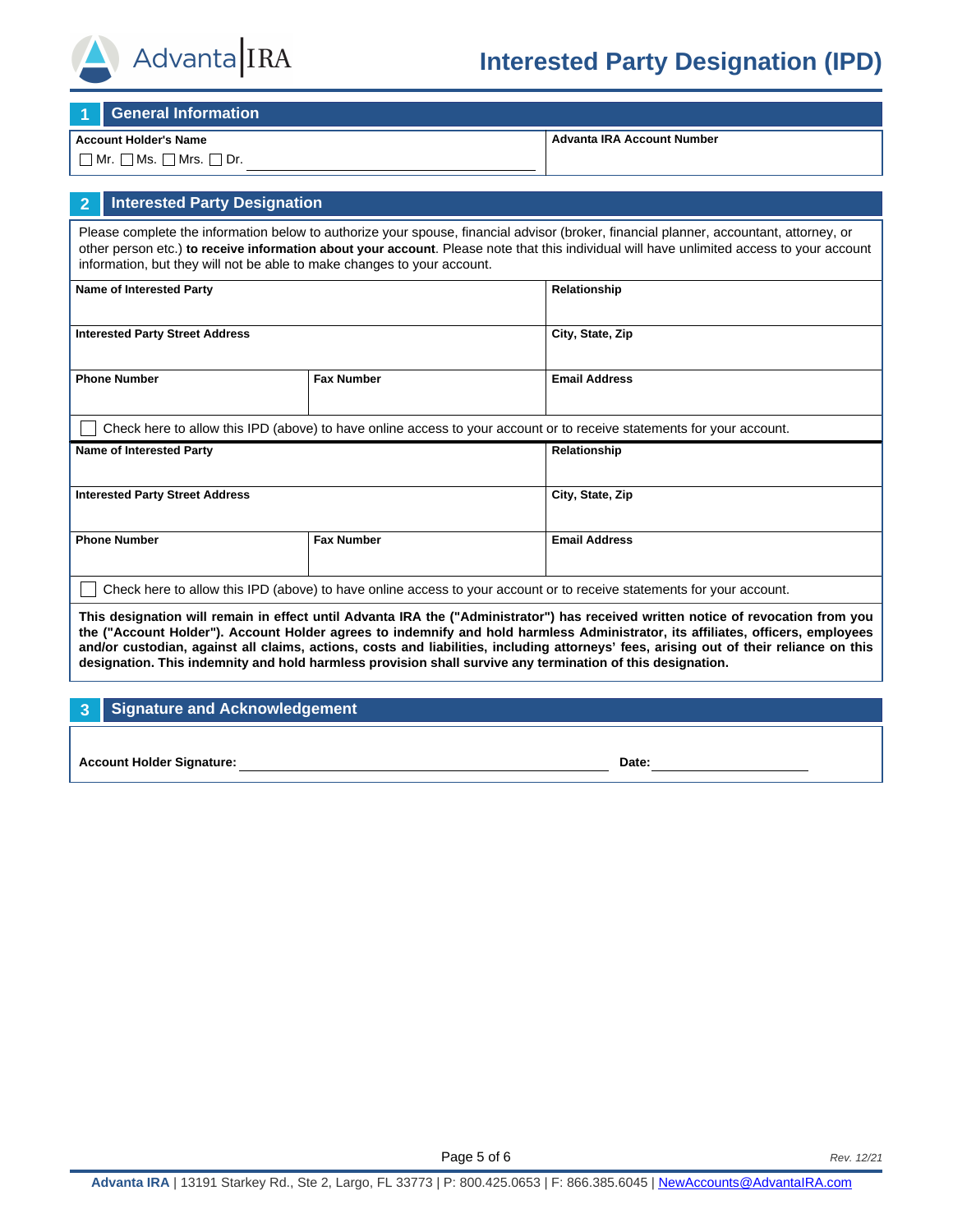Advanta IRA

# Interested Party Designation (IPD)

## 1 General Information

| Account Holder's Name | Advanta IRA Account Number |
| --- | --- |
| ☐ Mr. ☐ Ms. ☐ Mrs. ☐ Dr. ______________________ | |

## 2 Interested Party Designation

Please complete the information below to authorize your spouse, financial advisor (broker, financial planner, accountant, attorney, or other person etc.) **to receive information about your account**. Please note that this individual will have unlimited access to your account information, but they will not be able to make changes to your account.

| Name of Interested Party | | Relationship |
| --- | --- | --- |
| Interested Party Street Address | | City, State, Zip |
| Phone Number | Fax Number | Email Address |

☐ Check here to allow this IPD (above) to have online access to your account or to receive statements for your account.

| Name of Interested Party | | Relationship |
| --- | --- | --- |
| Interested Party Street Address | | City, State, Zip |
| Phone Number | Fax Number | Email Address |

☐ Check here to allow this IPD (above) to have online access to your account or to receive statements for your account.

**This designation will remain in effect until Advanta IRA the ("Administrator") has received written notice of revocation from you the ("Account Holder"). Account Holder agrees to indemnify and hold harmless Administrator, its affiliates, officers, employees and/or custodian, against all claims, actions, costs and liabilities, including attorneys' fees, arising out of their reliance on this designation. This indemnity and hold harmless provision shall survive any termination of this designation.**

## 3 Signature and Acknowledgement

**Account Holder Signature:** ______________________________ **Date:** ________________

Rev. 12/21

**Advanta IRA** | 13191 Starkey Rd., Ste 2, Largo, FL 33773 | P: 800.425.0653 | F: 866.385.6045 | NewAccounts@AdvantaIRA.com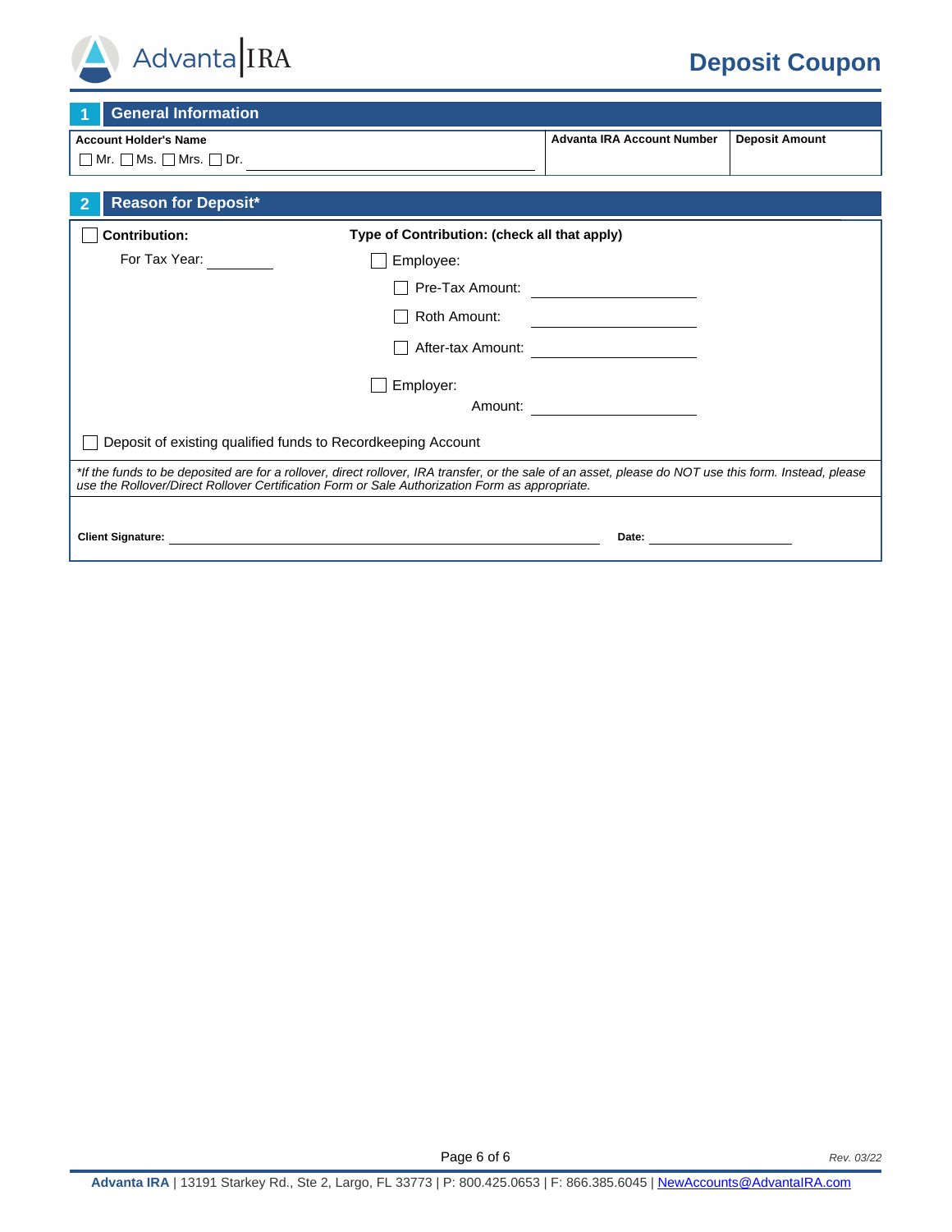# Deposit Coupon

## 1 General Information

| Account Holder's Name | Advanta IRA Account Number | Deposit Amount |
|---|---|---|
| ☐ Mr. ☐ Ms. ☐ Mrs. ☐ Dr. ______________________ | | |

## 2 Reason for Deposit*

☐ **Contribution:**

For Tax Year: ________

**Type of Contribution: (check all that apply)**

☐ Employee:

- ☐ Pre-Tax Amount: ________________
- ☐ Roth Amount: ________________
- ☐ After-tax Amount: ________________

☐ Employer:

Amount: ________________

☐ Deposit of existing qualified funds to Recordkeeping Account

*\*If the funds to be deposited are for a rollover, direct rollover, IRA transfer, or the sale of an asset, please do NOT use this form. Instead, please use the Rollover/Direct Rollover Certification Form or Sale Authorization Form as appropriate.*

**Client Signature:** ______________________________________ **Date:** ________________

Rev. 03/22

**Advanta IRA** | 13191 Starkey Rd., Ste 2, Largo, FL 33773 | P: 800.425.0653 | F: 866.385.6045 | NewAccounts@AdvantaIRA.com